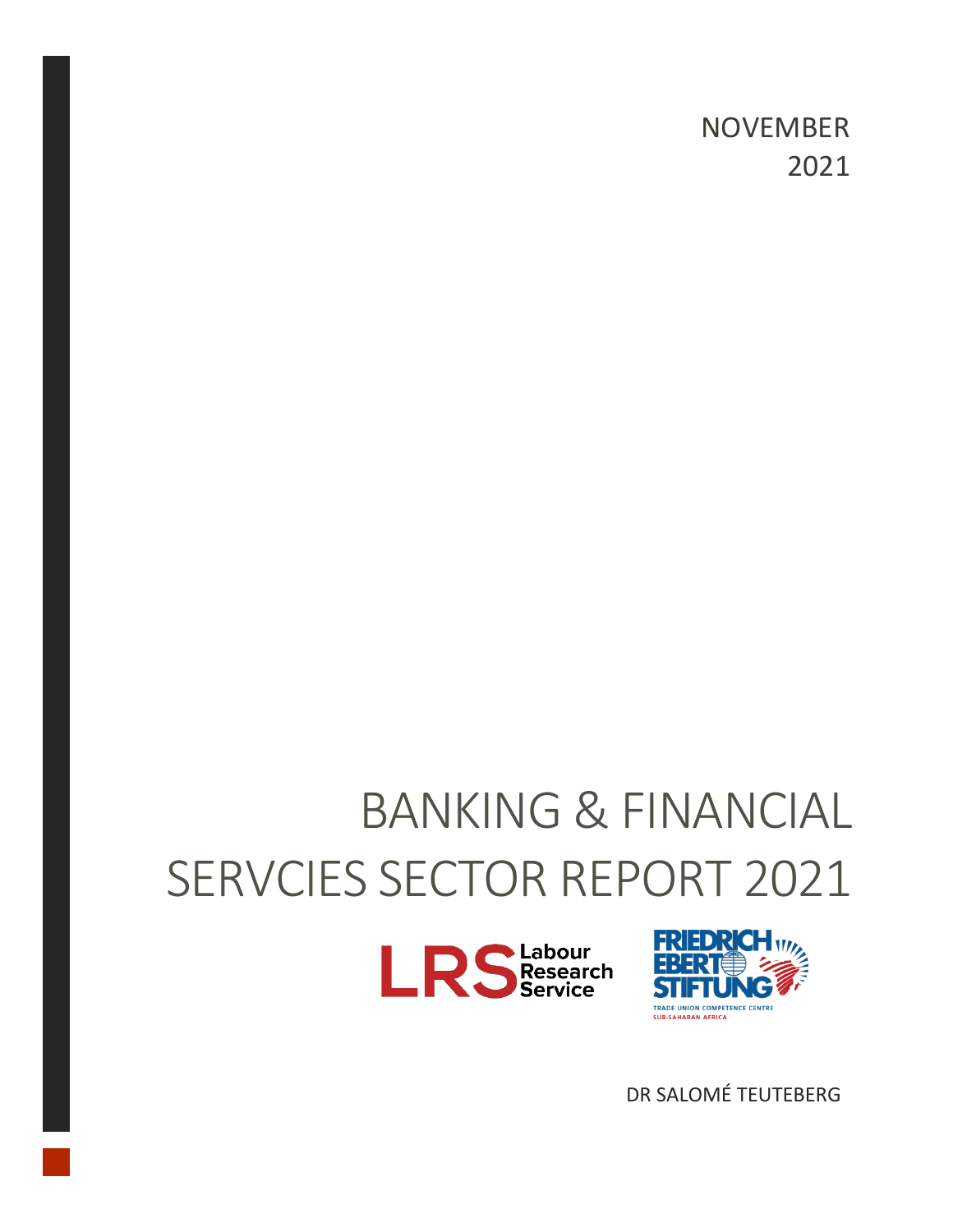NOVEMBER
2021

# BANKING & FINANCIAL SERVCIES SECTOR REPORT 2021

Labour Research Service

FRIEDRICH EBERT STIFTUNG
TRADE UNION COMPETENCE CENTRE
SUB-SAHARAN AFRICA

DR SALOMÉ TEUTEBERG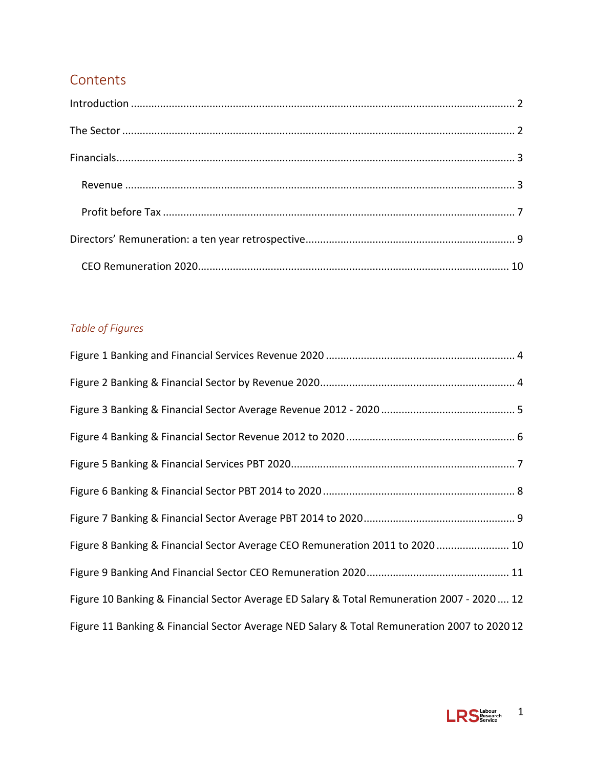## Contents

Introduction ..... 2

The Sector ..... 2

Financials ..... 3

- Revenue ..... 3
- Profit before Tax ..... 7

Directors' Remuneration: a ten year retrospective ..... 9

- CEO Remuneration 2020 ..... 10

*Table of Figures*

Figure 1 Banking and Financial Services Revenue 2020 ..... 4

Figure 2 Banking & Financial Sector by Revenue 2020 ..... 4

Figure 3 Banking & Financial Sector Average Revenue 2012 - 2020 ..... 5

Figure 4 Banking & Financial Sector Revenue 2012 to 2020 ..... 6

Figure 5 Banking & Financial Services PBT 2020 ..... 7

Figure 6 Banking & Financial Sector PBT 2014 to 2020 ..... 8

Figure 7 Banking & Financial Sector Average PBT 2014 to 2020 ..... 9

Figure 8 Banking & Financial Sector Average CEO Remuneration 2011 to 2020 ..... 10

Figure 9 Banking And Financial Sector CEO Remuneration 2020 ..... 11

Figure 10 Banking & Financial Sector Average ED Salary & Total Remuneration 2007 - 2020 ..... 12

Figure 11 Banking & Financial Sector Average NED Salary & Total Remuneration 2007 to 2020 ..... 12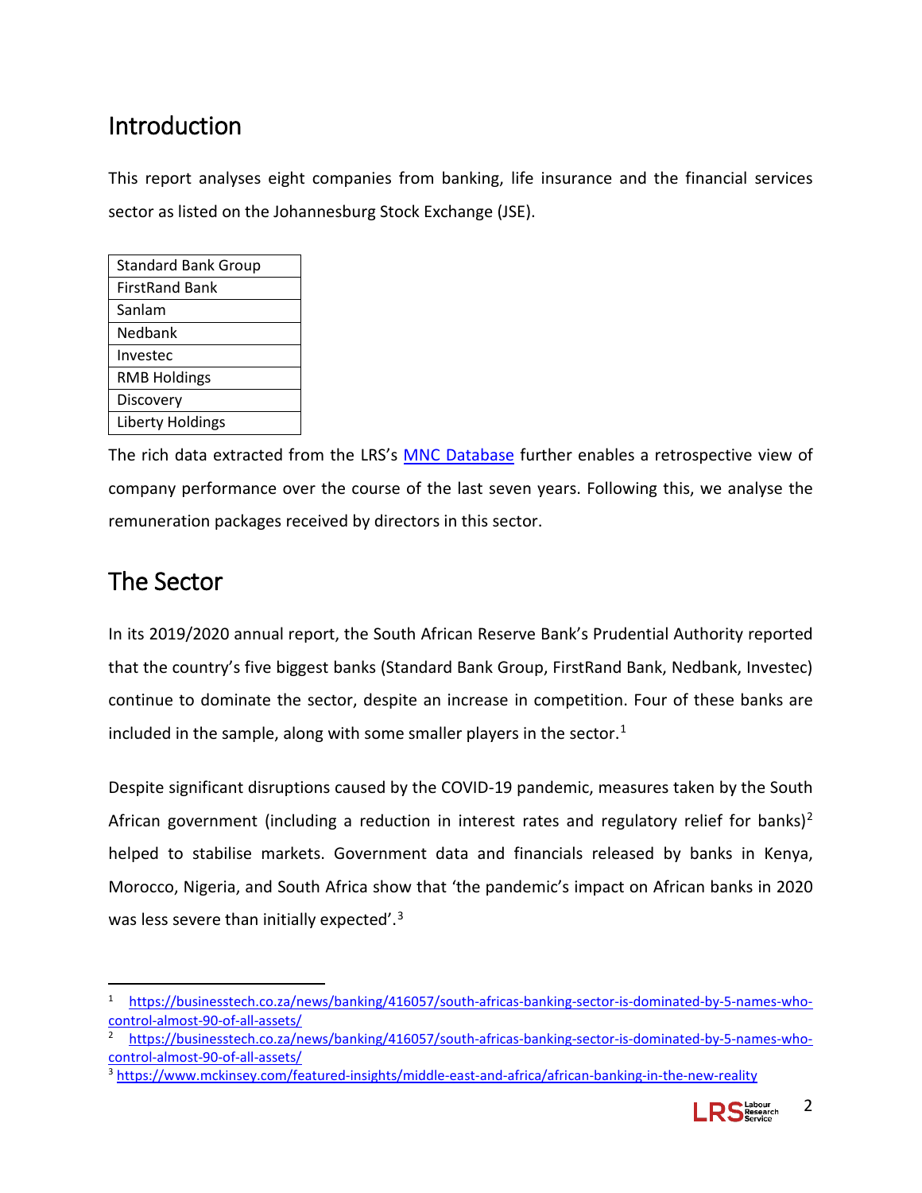## Introduction

This report analyses eight companies from banking, life insurance and the financial services sector as listed on the Johannesburg Stock Exchange (JSE).

| Standard Bank Group |
|---|
| FirstRand Bank |
| Sanlam |
| Nedbank |
| Investec |
| RMB Holdings |
| Discovery |
| Liberty Holdings |

The rich data extracted from the LRS's MNC Database further enables a retrospective view of company performance over the course of the last seven years. Following this, we analyse the remuneration packages received by directors in this sector.

## The Sector

In its 2019/2020 annual report, the South African Reserve Bank's Prudential Authority reported that the country's five biggest banks (Standard Bank Group, FirstRand Bank, Nedbank, Investec) continue to dominate the sector, despite an increase in competition. Four of these banks are included in the sample, along with some smaller players in the sector.[1]

Despite significant disruptions caused by the COVID-19 pandemic, measures taken by the South African government (including a reduction in interest rates and regulatory relief for banks)[2] helped to stabilise markets. Government data and financials released by banks in Kenya, Morocco, Nigeria, and South Africa show that 'the pandemic's impact on African banks in 2020 was less severe than initially expected'.[3]

---

[1] https://businesstech.co.za/news/banking/416057/south-africas-banking-sector-is-dominated-by-5-names-who-control-almost-90-of-all-assets/

[2] https://businesstech.co.za/news/banking/416057/south-africas-banking-sector-is-dominated-by-5-names-who-control-almost-90-of-all-assets/

[3] https://www.mckinsey.com/featured-insights/middle-east-and-africa/african-banking-in-the-new-reality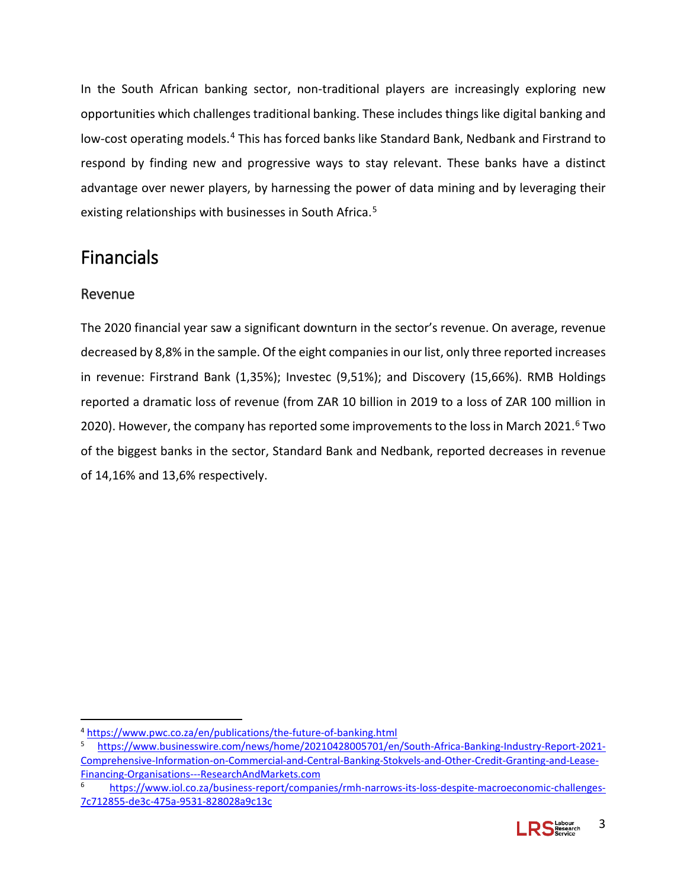In the South African banking sector, non-traditional players are increasingly exploring new opportunities which challenges traditional banking. These includes things like digital banking and low-cost operating models.[4] This has forced banks like Standard Bank, Nedbank and Firstrand to respond by finding new and progressive ways to stay relevant. These banks have a distinct advantage over newer players, by harnessing the power of data mining and by leveraging their existing relationships with businesses in South Africa.[5]

# Financials

## Revenue

The 2020 financial year saw a significant downturn in the sector's revenue. On average, revenue decreased by 8,8% in the sample. Of the eight companies in our list, only three reported increases in revenue: Firstrand Bank (1,35%); Investec (9,51%); and Discovery (15,66%). RMB Holdings reported a dramatic loss of revenue (from ZAR 10 billion in 2019 to a loss of ZAR 100 million in 2020). However, the company has reported some improvements to the loss in March 2021.[6] Two of the biggest banks in the sector, Standard Bank and Nedbank, reported decreases in revenue of 14,16% and 13,6% respectively.

---

[4] https://www.pwc.co.za/en/publications/the-future-of-banking.html

[5] https://www.businesswire.com/news/home/20210428005701/en/South-Africa-Banking-Industry-Report-2021-Comprehensive-Information-on-Commercial-and-Central-Banking-Stokvels-and-Other-Credit-Granting-and-Lease-Financing-Organisations---ResearchAndMarkets.com

[6] https://www.iol.co.za/business-report/companies/rmh-narrows-its-loss-despite-macroeconomic-challenges-7c712855-de3c-475a-9531-828028a9c13c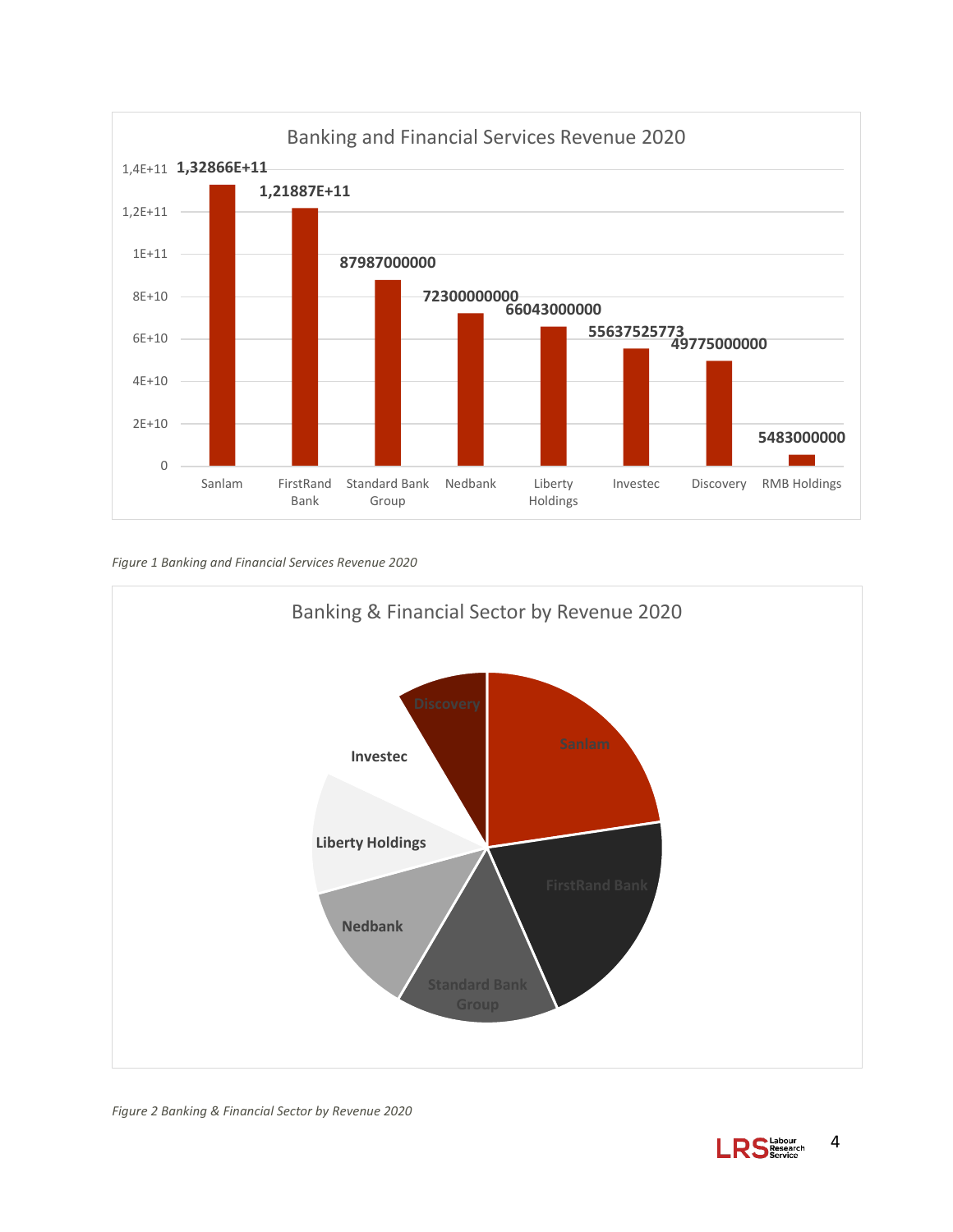**Banking and Financial Services Revenue 2020**

| Company | Revenue 2020 |
| --- | --- |
| Sanlam | 1,32866E+11 |
| FirstRand Bank | 1,21887E+11 |
| Standard Bank Group | 87987000000 |
| Nedbank | 72300000000 |
| Liberty Holdings | 66043000000 |
| Investec | 55637525773 |
| Discovery | 49775000000 |
| RMB Holdings | 5483000000 |

*Figure 1 Banking and Financial Services Revenue 2020*

**Banking & Financial Sector by Revenue 2020**

Sanlam, FirstRand Bank, Standard Bank Group, Nedbank, Liberty Holdings, Investec, Discovery

*Figure 2 Banking & Financial Sector by Revenue 2020*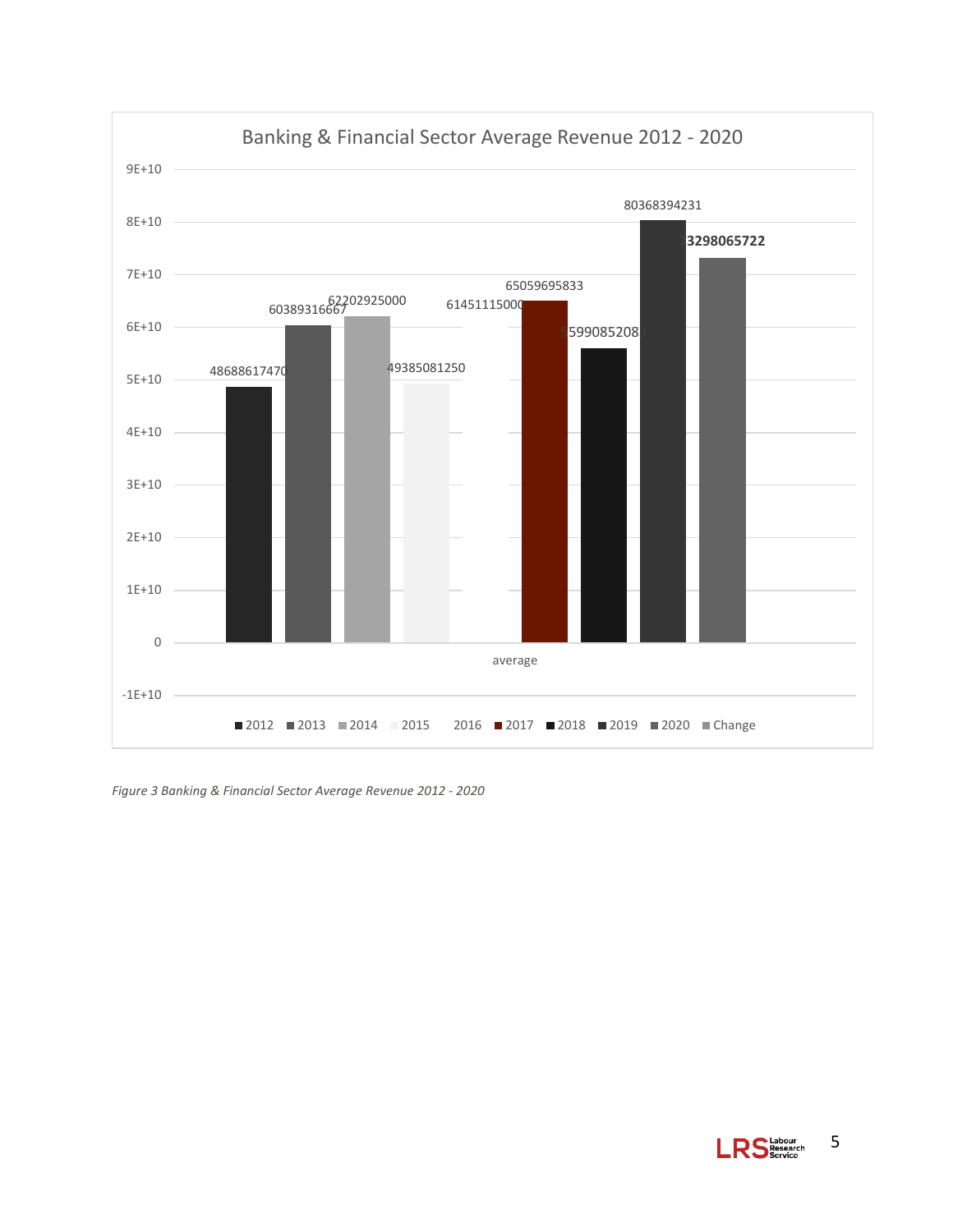## Banking & Financial Sector Average Revenue 2012 - 2020

| Year | Average revenue |
|---|---|
| 2012 | 48688617470 |
| 2013 | 60389316667 |
| 2014 | 62202925000 |
| 2015 | 49385081250 |
| 2016 | 61451115000 |
| 2017 | 65059695833 |
| 2018 | 5599085208 |
| 2019 | 80368394231 |
| 2020 | 3298065722 |
| Change | |

*Figure 3 Banking & Financial Sector Average Revenue 2012 - 2020*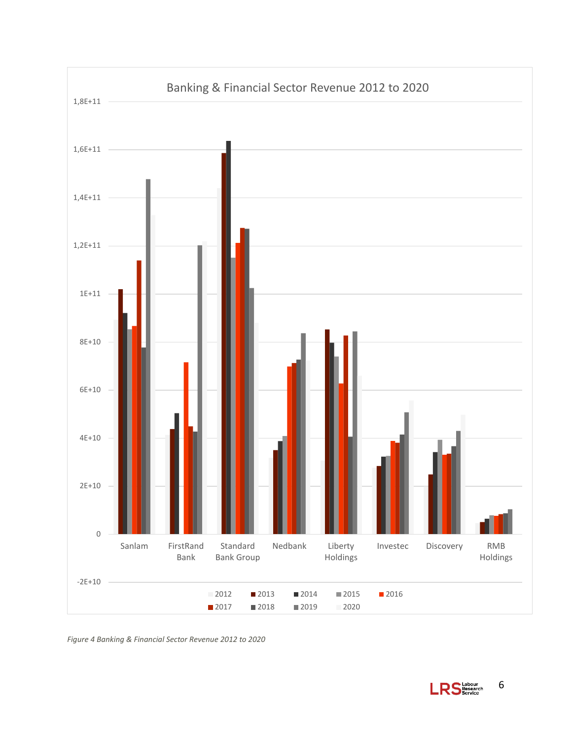Figure 4 Banking & Financial Sector Revenue 2012 to 2020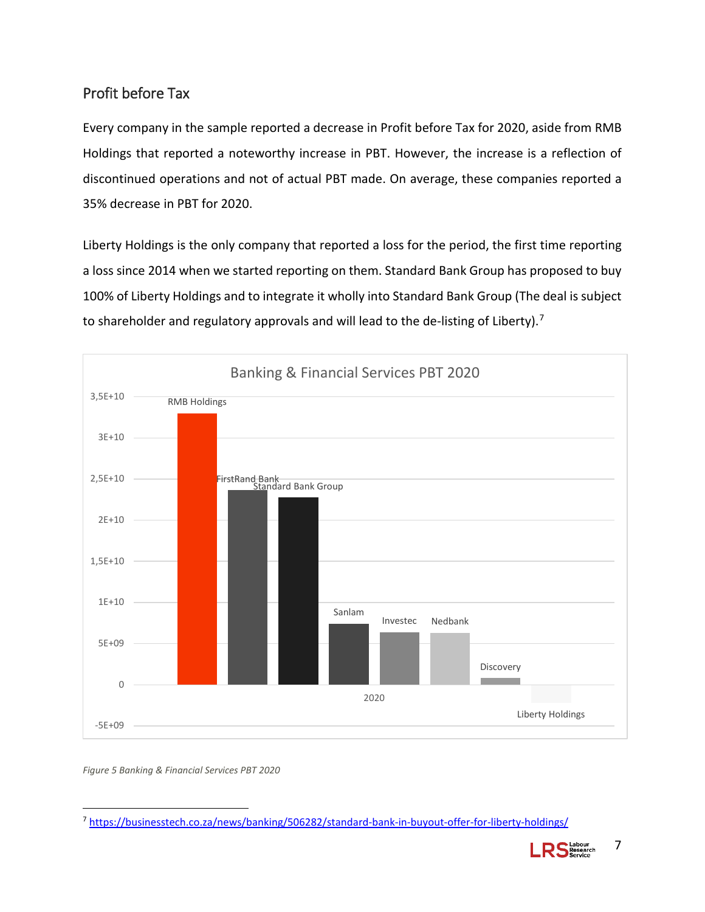## Profit before Tax

Every company in the sample reported a decrease in Profit before Tax for 2020, aside from RMB Holdings that reported a noteworthy increase in PBT. However, the increase is a reflection of discontinued operations and not of actual PBT made. On average, these companies reported a 35% decrease in PBT for 2020.

Liberty Holdings is the only company that reported a loss for the period, the first time reporting a loss since 2014 when we started reporting on them. Standard Bank Group has proposed to buy 100% of Liberty Holdings and to integrate it wholly into Standard Bank Group (The deal is subject to shareholder and regulatory approvals and will lead to the de-listing of Liberty).[7]

Banking & Financial Services PBT 2020

3,5E+10
3E+10
2,5E+10
2E+10
1,5E+10
1E+10
5E+09
0
-5E+09

RMB Holdings
FirstRand Bank
Standard Bank Group
Sanlam
Investec
Nedbank
Discovery
Liberty Holdings

2020

*Figure 5 Banking & Financial Services PBT 2020*

[7] https://businesstech.co.za/news/banking/506282/standard-bank-in-buyout-offer-for-liberty-holdings/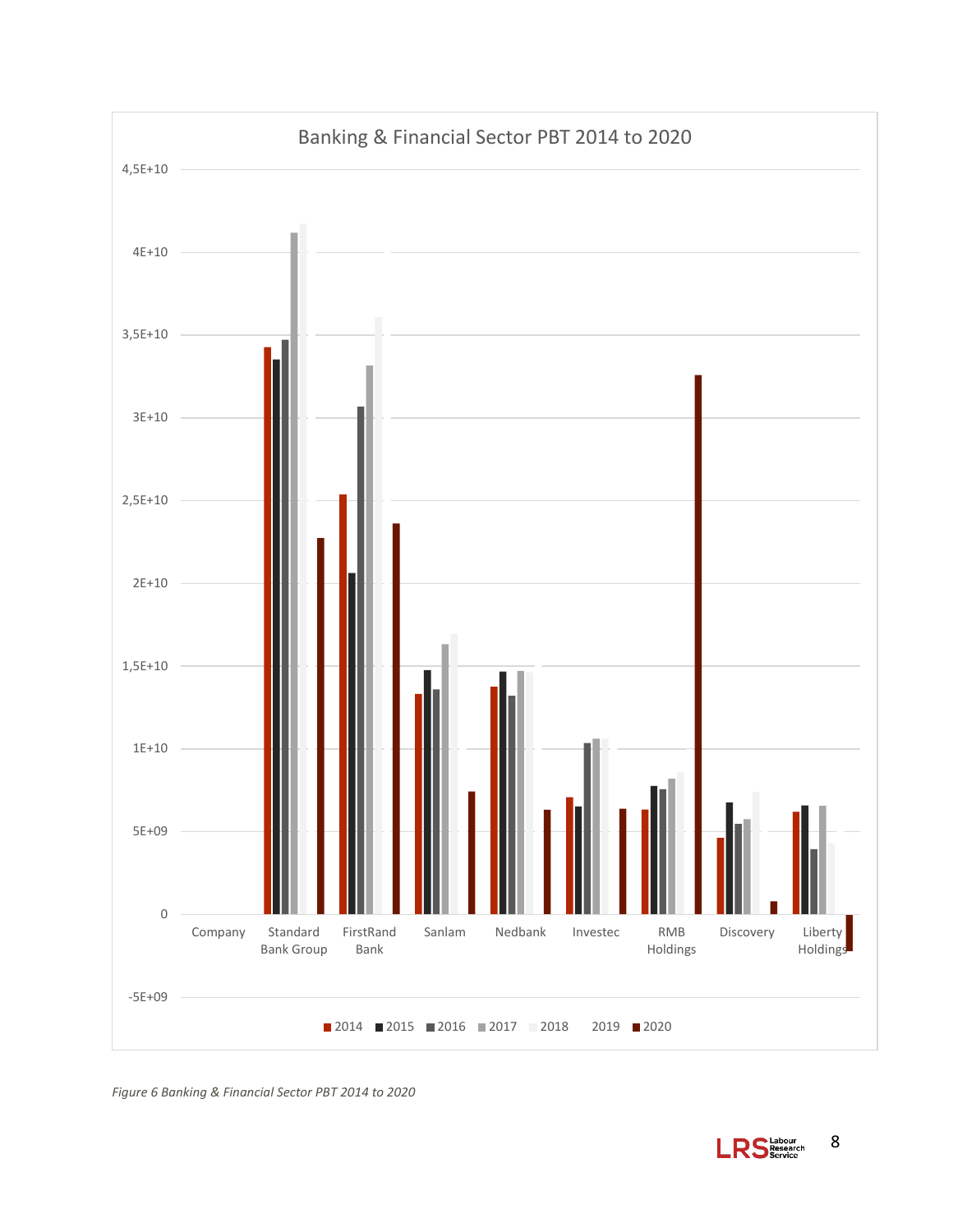Banking & Financial Sector PBT 2014 to 2020

| Company | 2014 | 2015 | 2016 | 2017 | 2018 | 2019 | 2020 |
|---|---|---|---|---|---|---|---|
| Standard Bank Group | | | | | | | |
| FirstRand Bank | | | | | | | |
| Sanlam | | | | | | | |
| Nedbank | | | | | | | |
| Investec | | | | | | | |
| RMB Holdings | | | | | | | |
| Discovery | | | | | | | |
| Liberty Holdings | | | | | | | |

*Figure 6 Banking & Financial Sector PBT 2014 to 2020*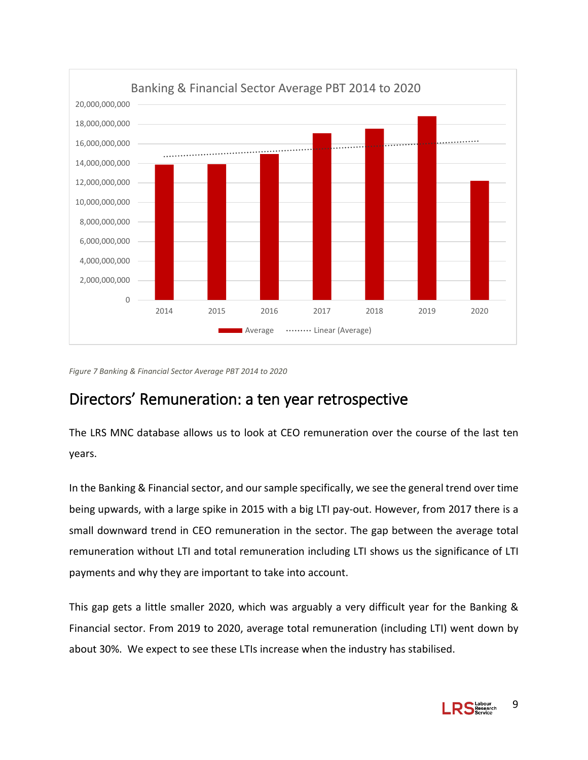*Figure 7 Banking & Financial Sector Average PBT 2014 to 2020*

## Directors' Remuneration: a ten year retrospective

The LRS MNC database allows us to look at CEO remuneration over the course of the last ten years.

In the Banking & Financial sector, and our sample specifically, we see the general trend over time being upwards, with a large spike in 2015 with a big LTI pay-out. However, from 2017 there is a small downward trend in CEO remuneration in the sector. The gap between the average total remuneration without LTI and total remuneration including LTI shows us the significance of LTI payments and why they are important to take into account.

This gap gets a little smaller 2020, which was arguably a very difficult year for the Banking & Financial sector. From 2019 to 2020, average total remuneration (including LTI) went down by about 30%. We expect to see these LTIs increase when the industry has stabilised.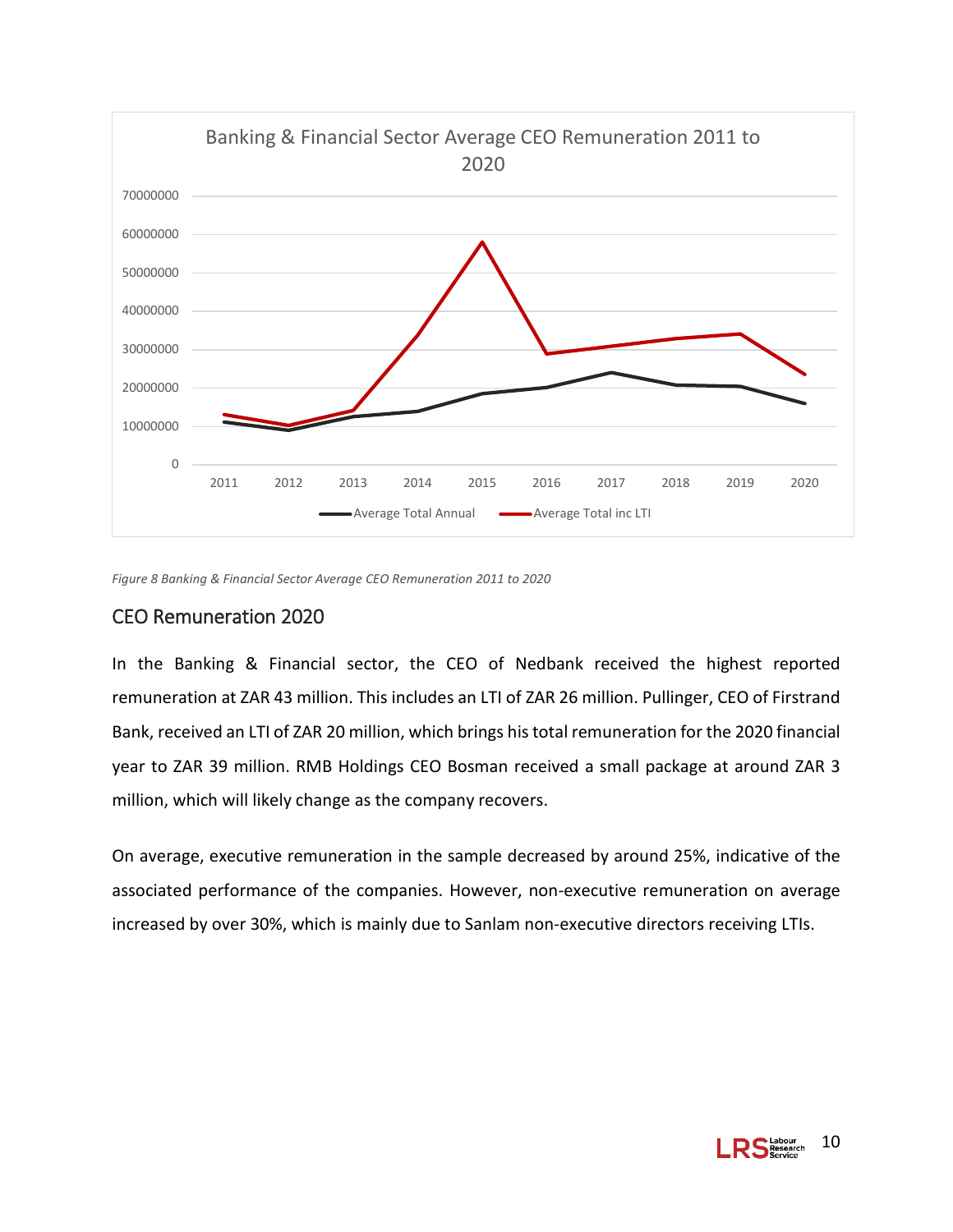*Figure 8 Banking & Financial Sector Average CEO Remuneration 2011 to 2020*

## CEO Remuneration 2020

In the Banking & Financial sector, the CEO of Nedbank received the highest reported remuneration at ZAR 43 million. This includes an LTI of ZAR 26 million. Pullinger, CEO of Firstrand Bank, received an LTI of ZAR 20 million, which brings his total remuneration for the 2020 financial year to ZAR 39 million. RMB Holdings CEO Bosman received a small package at around ZAR 3 million, which will likely change as the company recovers.

On average, executive remuneration in the sample decreased by around 25%, indicative of the associated performance of the companies. However, non-executive remuneration on average increased by over 30%, which is mainly due to Sanlam non-executive directors receiving LTIs.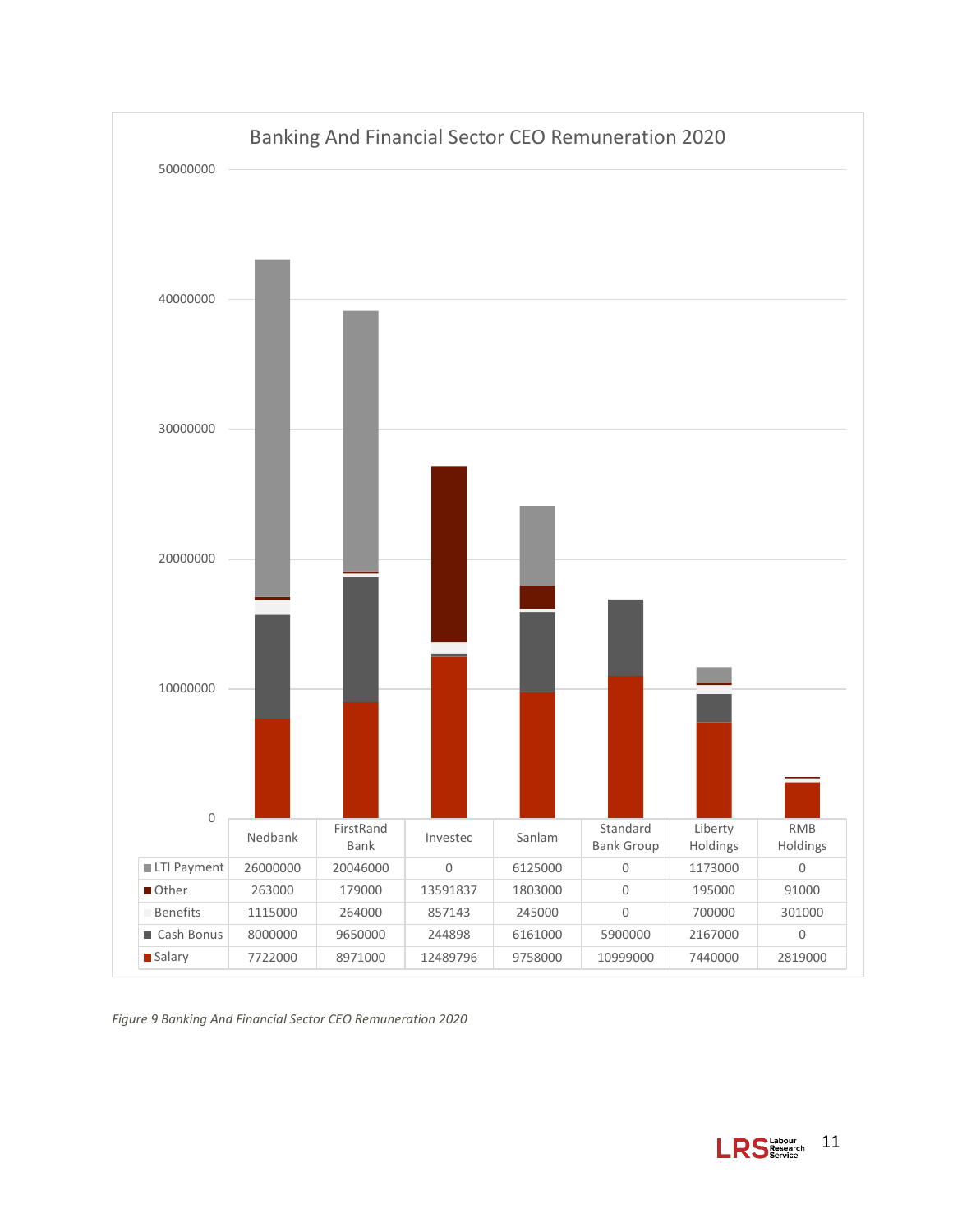## Banking And Financial Sector CEO Remuneration 2020

| | Nedbank | FirstRand Bank | Investec | Sanlam | Standard Bank Group | Liberty Holdings | RMB Holdings |
|---|---|---|---|---|---|---|---|
| LTI Payment | 26000000 | 20046000 | 0 | 6125000 | 0 | 1173000 | 0 |
| Other | 263000 | 179000 | 13591837 | 1803000 | 0 | 195000 | 91000 |
| Benefits | 1115000 | 264000 | 857143 | 245000 | 0 | 700000 | 301000 |
| Cash Bonus | 8000000 | 9650000 | 244898 | 6161000 | 5900000 | 2167000 | 0 |
| Salary | 7722000 | 8971000 | 12489796 | 9758000 | 10999000 | 7440000 | 2819000 |

*Figure 9 Banking And Financial Sector CEO Remuneration 2020*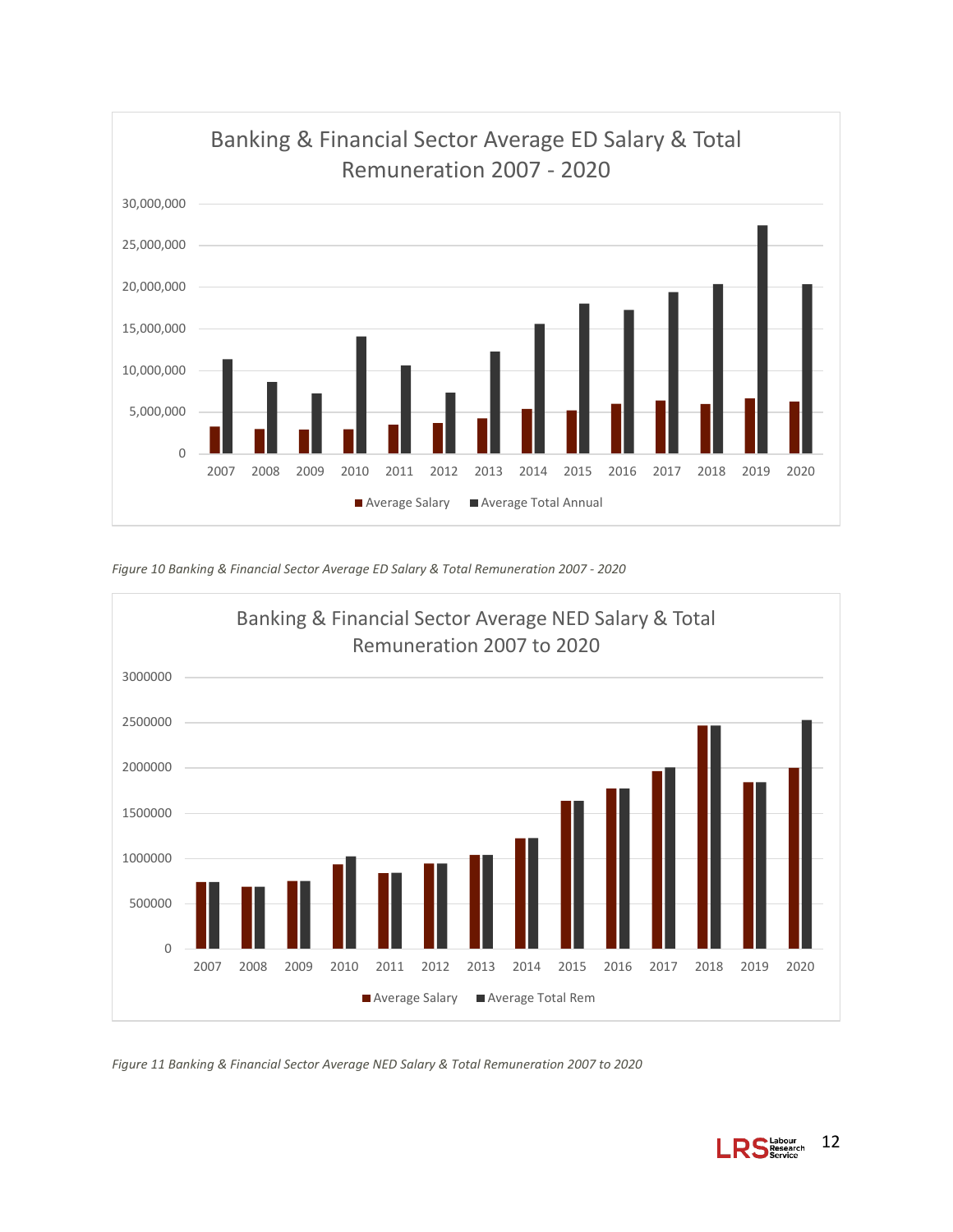Banking & Financial Sector Average ED Salary & Total Remuneration 2007 - 2020

30,000,000
25,000,000
20,000,000
15,000,000
10,000,000
5,000,000
0

2007 2008 2009 2010 2011 2012 2013 2014 2015 2016 2017 2018 2019 2020

Average Salary
Average Total Annual

*Figure 10 Banking & Financial Sector Average ED Salary & Total Remuneration 2007 - 2020*

Banking & Financial Sector Average NED Salary & Total Remuneration 2007 to 2020

3000000
2500000
2000000
1500000
1000000
500000
0

2007 2008 2009 2010 2011 2012 2013 2014 2015 2016 2017 2018 2019 2020

Average Salary
Average Total Rem

*Figure 11 Banking & Financial Sector Average NED Salary & Total Remuneration 2007 to 2020*